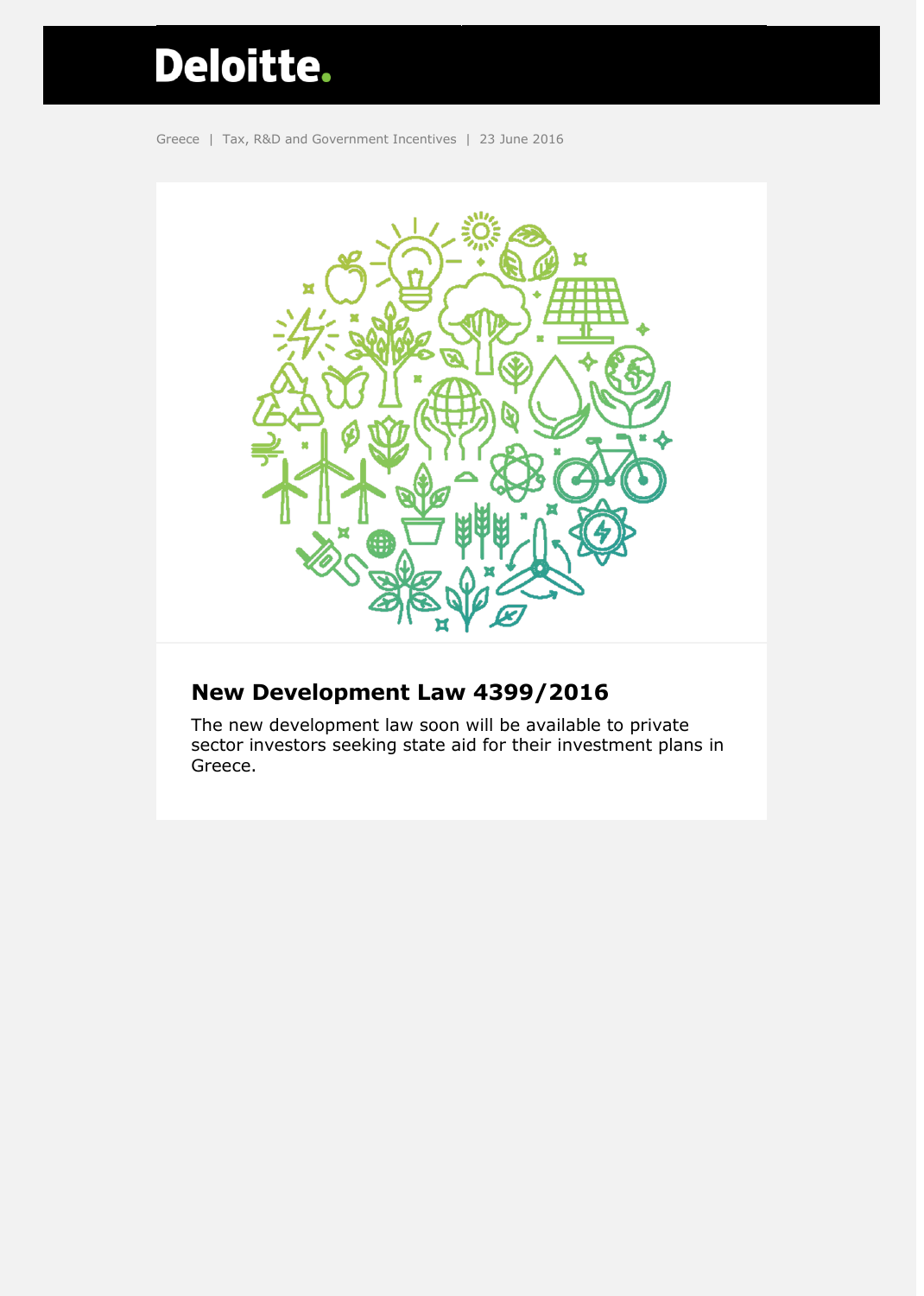Deloitte.

Greece | Tax, R&D and Government Incentives | 23 June 2016

# New Development Law 4399/2016

The new development law soon will be available to private sector investors seeking state aid for their investment plans in Greece.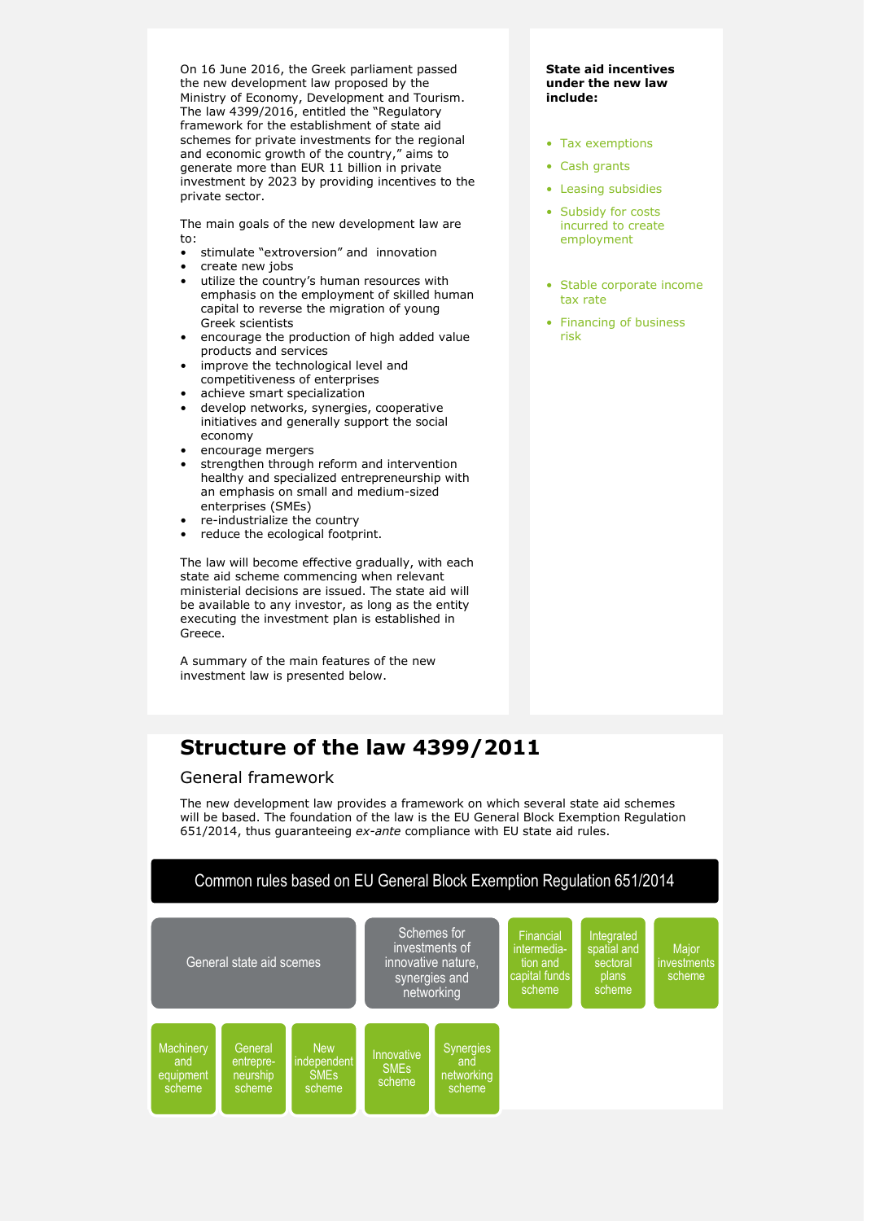On 16 June 2016, the Greek parliament passed the new development law proposed by the Ministry of Economy, Development and Tourism. The law 4399/2016, entitled the "Regulatory framework for the establishment of state aid schemes for private investments for the regional and economic growth of the country," aims to generate more than EUR 11 billion in private investment by 2023 by providing incentives to the private sector.

The main goals of the new development law are to:

- stimulate "extroversion" and innovation
- create new jobs
- utilize the country's human resources with emphasis on the employment of skilled human capital to reverse the migration of young Greek scientists
- encourage the production of high added value products and services
- improve the technological level and competitiveness of enterprises
- achieve smart specialization
- develop networks, synergies, cooperative initiatives and generally support the social economy
- encourage mergers
- strengthen through reform and intervention healthy and specialized entrepreneurship with an emphasis on small and medium-sized enterprises (SMEs)
- re-industrialize the country
- reduce the ecological footprint.

The law will become effective gradually, with each state aid scheme commencing when relevant ministerial decisions are issued. The state aid will be available to any investor, as long as the entity executing the investment plan is established in Greece.

A summary of the main features of the new investment law is presented below.

**State aid incentives under the new law include:**

- Tax exemptions
- Cash grants
- Leasing subsidies
- Subsidy for costs incurred to create employment
- Stable corporate income tax rate
- Financing of business risk

# Structure of the law 4399/2011

## General framework

The new development law provides a framework on which several state aid schemes will be based. The foundation of the law is the EU General Block Exemption Regulation 651/2014, thus guaranteeing *ex-ante* compliance with EU state aid rules.

Common rules based on EU General Block Exemption Regulation 651/2014

General state aid scemes

Machinery and equipment scheme

General entrepreneurship scheme

New independent SMEs scheme

Schemes for investments of innovative nature, synergies and networking

Innovative SMEs scheme

Synergies and networking scheme

Financial intermediation and capital funds scheme

Integrated spatial and sectoral plans scheme

Major investments scheme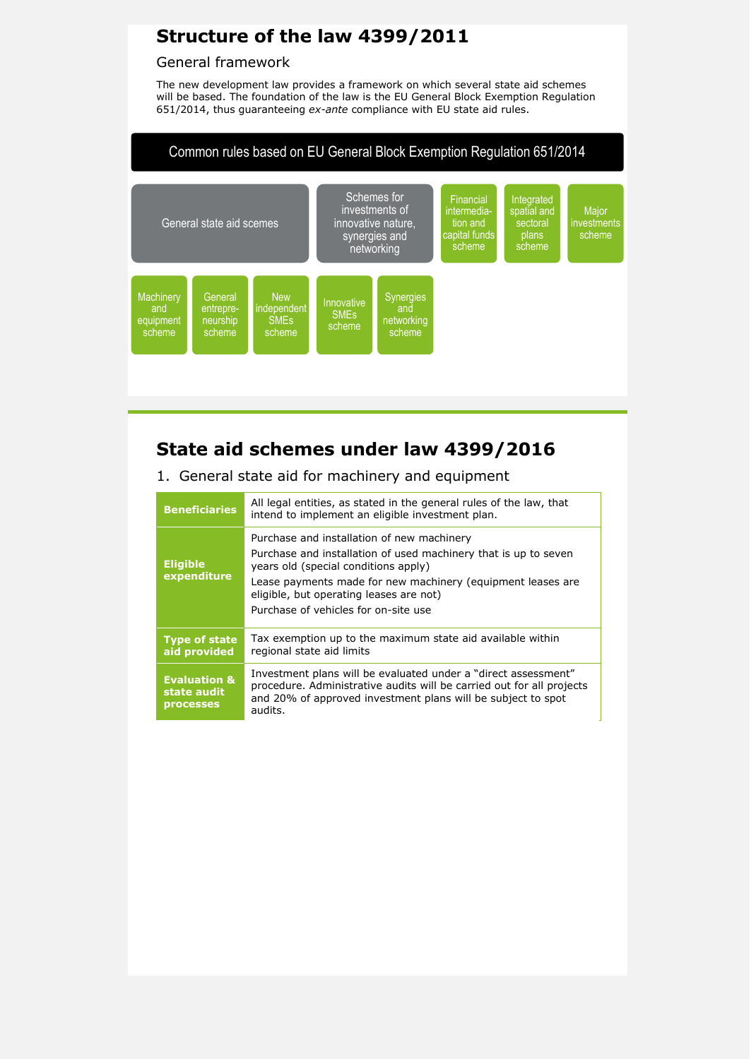# Structure of the law 4399/2011

## General framework

The new development law provides a framework on which several state aid schemes will be based. The foundation of the law is the EU General Block Exemption Regulation 651/2014, thus guaranteeing *ex-ante* compliance with EU state aid rules.

Common rules based on EU General Block Exemption Regulation 651/2014

General state aid scemes

Schemes for investments of innovative nature, synergies and networking

Financial intermediation and capital funds scheme

Integrated spatial and sectoral plans scheme

Major investments scheme

Machinery and equipment scheme

General entrepreneurship scheme

New independent SMEs scheme

Innovative SMEs scheme

Synergies and networking scheme

# State aid schemes under law 4399/2016

## 1. General state aid for machinery and equipment

| | |
|---|---|
| **Beneficiaries** | All legal entities, as stated in the general rules of the law, that intend to implement an eligible investment plan. |
| **Eligible expenditure** | Purchase and installation of new machinery<br>Purchase and installation of used machinery that is up to seven years old (special conditions apply)<br>Lease payments made for new machinery (equipment leases are eligible, but operating leases are not)<br>Purchase of vehicles for on-site use |
| **Type of state aid provided** | Tax exemption up to the maximum state aid available within regional state aid limits |
| **Evaluation & state audit processes** | Investment plans will be evaluated under a "direct assessment" procedure. Administrative audits will be carried out for all projects and 20% of approved investment plans will be subject to spot audits. |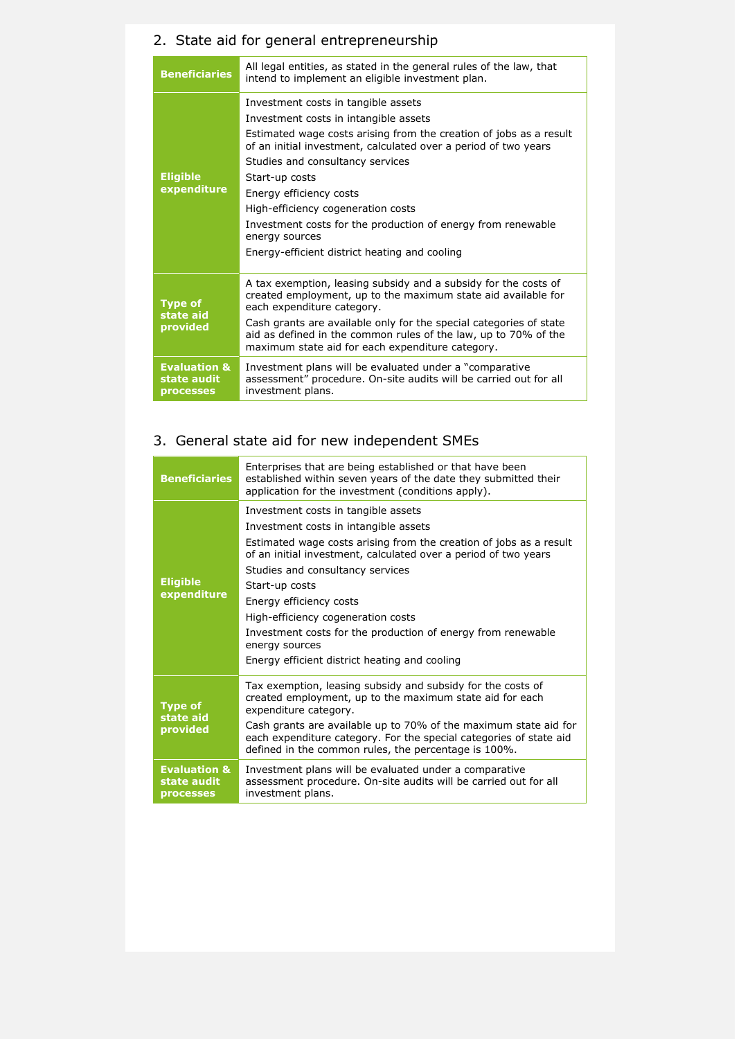## 2. State aid for general entrepreneurship

| | |
|---|---|
| **Beneficiaries** | All legal entities, as stated in the general rules of the law, that intend to implement an eligible investment plan. |
| **Eligible expenditure** | Investment costs in tangible assets<br>Investment costs in intangible assets<br>Estimated wage costs arising from the creation of jobs as a result of an initial investment, calculated over a period of two years<br>Studies and consultancy services<br>Start-up costs<br>Energy efficiency costs<br>High-efficiency cogeneration costs<br>Investment costs for the production of energy from renewable energy sources<br>Energy-efficient district heating and cooling |
| **Type of state aid provided** | A tax exemption, leasing subsidy and a subsidy for the costs of created employment, up to the maximum state aid available for each expenditure category.<br>Cash grants are available only for the special categories of state aid as defined in the general rules of the law, up to 70% of the maximum state aid for each expenditure category. |
| **Evaluation & state audit processes** | Investment plans will be evaluated under a "comparative assessment" procedure. On-site audits will be carried out for all investment plans. |

## 3. General state aid for new independent SMEs

| | |
|---|---|
| **Beneficiaries** | Enterprises that are being established or that have been established within seven years of the date they submitted their application for the investment (conditions apply). |
| **Eligible expenditure** | Investment costs in tangible assets<br>Investment costs in intangible assets<br>Estimated wage costs arising from the creation of jobs as a result of an initial investment, calculated over a period of two years<br>Studies and consultancy services<br>Start-up costs<br>Energy efficiency costs<br>High-efficiency cogeneration costs<br>Investment costs for the production of energy from renewable energy sources<br>Energy efficient district heating and cooling |
| **Type of state aid provided** | Tax exemption, leasing subsidy and subsidy for the costs of created employment, up to the maximum state aid for each expenditure category.<br>Cash grants are available up to 70% of the maximum state aid for each expenditure category. For the special categories of state aid defined in the common rules, the percentage is 100%. |
| **Evaluation & state audit processes** | Investment plans will be evaluated under a comparative assessment procedure. On-site audits will be carried out for all investment plans. |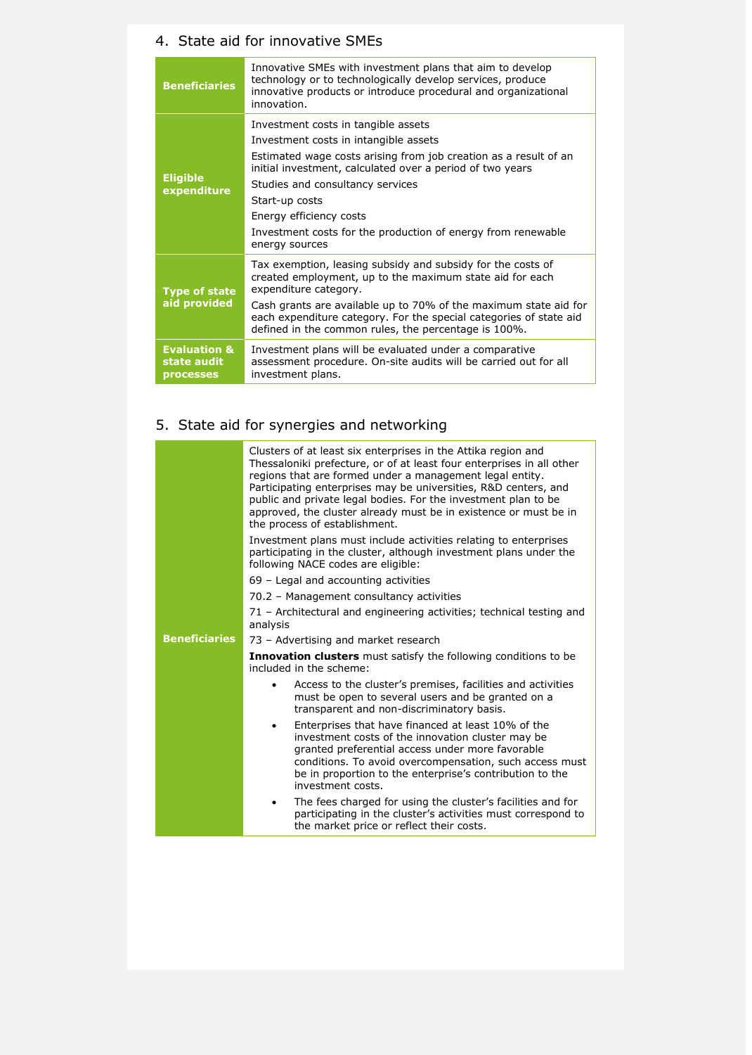## 4. State aid for innovative SMEs

| | |
|---|---|
| **Beneficiaries** | Innovative SMEs with investment plans that aim to develop technology or to technologically develop services, produce innovative products or introduce procedural and organizational innovation. |
| **Eligible expenditure** | Investment costs in tangible assets<br>Investment costs in intangible assets<br>Estimated wage costs arising from job creation as a result of an initial investment, calculated over a period of two years<br>Studies and consultancy services<br>Start-up costs<br>Energy efficiency costs<br>Investment costs for the production of energy from renewable energy sources |
| **Type of state aid provided** | Tax exemption, leasing subsidy and subsidy for the costs of created employment, up to the maximum state aid for each expenditure category.<br>Cash grants are available up to 70% of the maximum state aid for each expenditure category. For the special categories of state aid defined in the common rules, the percentage is 100%. |
| **Evaluation & state audit processes** | Investment plans will be evaluated under a comparative assessment procedure. On-site audits will be carried out for all investment plans. |

## 5. State aid for synergies and networking

| | |
|---|---|
| **Beneficiaries** | Clusters of at least six enterprises in the Attika region and Thessaloniki prefecture, or of at least four enterprises in all other regions that are formed under a management legal entity. Participating enterprises may be universities, R&D centers, and public and private legal bodies. For the investment plan to be approved, the cluster already must be in existence or must be in the process of establishment.<br>Investment plans must include activities relating to enterprises participating in the cluster, although investment plans under the following NACE codes are eligible:<br>69 – Legal and accounting activities<br>70.2 – Management consultancy activities<br>71 – Architectural and engineering activities; technical testing and analysis<br>73 – Advertising and market research<br>**Innovation clusters** must satisfy the following conditions to be included in the scheme:<br>• Access to the cluster's premises, facilities and activities must be open to several users and be granted on a transparent and non-discriminatory basis.<br>• Enterprises that have financed at least 10% of the investment costs of the innovation cluster may be granted preferential access under more favorable conditions. To avoid overcompensation, such access must be in proportion to the enterprise's contribution to the investment costs.<br>• The fees charged for using the cluster's facilities and for participating in the cluster's activities must correspond to the market price or reflect their costs. |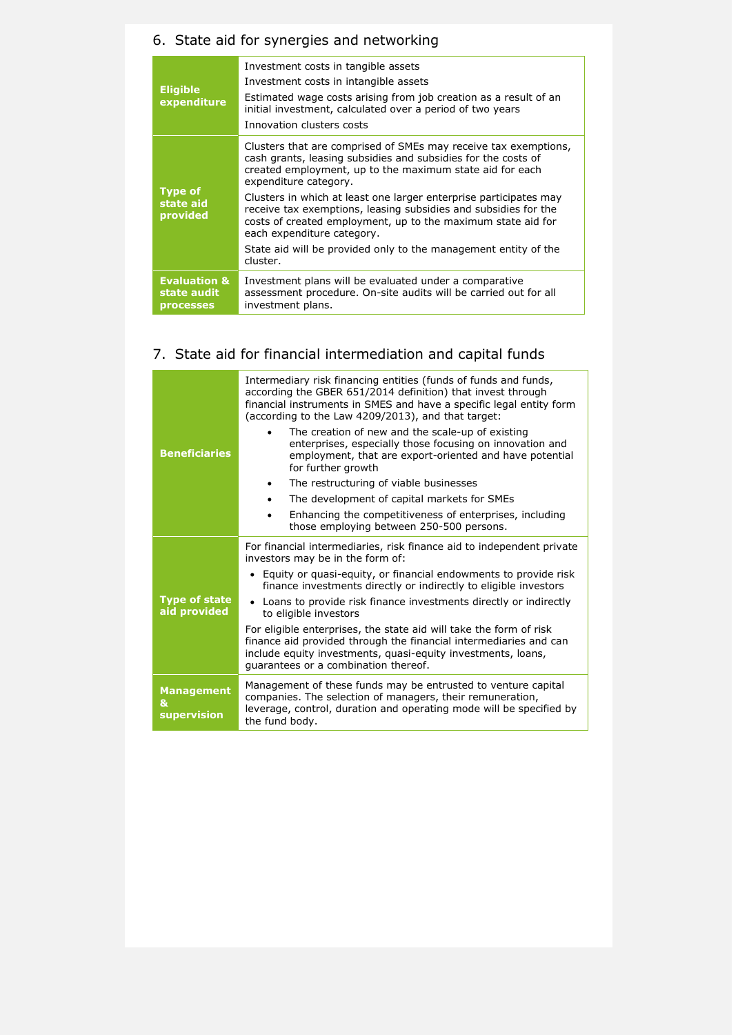## 6. State aid for synergies and networking

| | |
|---|---|
| **Eligible expenditure** | Investment costs in tangible assets<br>Investment costs in intangible assets<br>Estimated wage costs arising from job creation as a result of an initial investment, calculated over a period of two years<br>Innovation clusters costs |
| **Type of state aid provided** | Clusters that are comprised of SMEs may receive tax exemptions, cash grants, leasing subsidies and subsidies for the costs of created employment, up to the maximum state aid for each expenditure category.<br>Clusters in which at least one larger enterprise participates may receive tax exemptions, leasing subsidies and subsidies for the costs of created employment, up to the maximum state aid for each expenditure category.<br>State aid will be provided only to the management entity of the cluster. |
| **Evaluation & state audit processes** | Investment plans will be evaluated under a comparative assessment procedure. On-site audits will be carried out for all investment plans. |

## 7. State aid for financial intermediation and capital funds

| | |
|---|---|
| **Beneficiaries** | Intermediary risk financing entities (funds of funds and funds, according the GBER 651/2014 definition) that invest through financial instruments in SMES and have a specific legal entity form (according to the Law 4209/2013), and that target:<br>• The creation of new and the scale-up of existing enterprises, especially those focusing on innovation and employment, that are export-oriented and have potential for further growth<br>• The restructuring of viable businesses<br>• The development of capital markets for SMEs<br>• Enhancing the competitiveness of enterprises, including those employing between 250-500 persons. |
| **Type of state aid provided** | For financial intermediaries, risk finance aid to independent private investors may be in the form of:<br>• Equity or quasi-equity, or financial endowments to provide risk finance investments directly or indirectly to eligible investors<br>• Loans to provide risk finance investments directly or indirectly to eligible investors<br>For eligible enterprises, the state aid will take the form of risk finance aid provided through the financial intermediaries and can include equity investments, quasi-equity investments, loans, guarantees or a combination thereof. |
| **Management & supervision** | Management of these funds may be entrusted to venture capital companies. The selection of managers, their remuneration, leverage, control, duration and operating mode will be specified by the fund body. |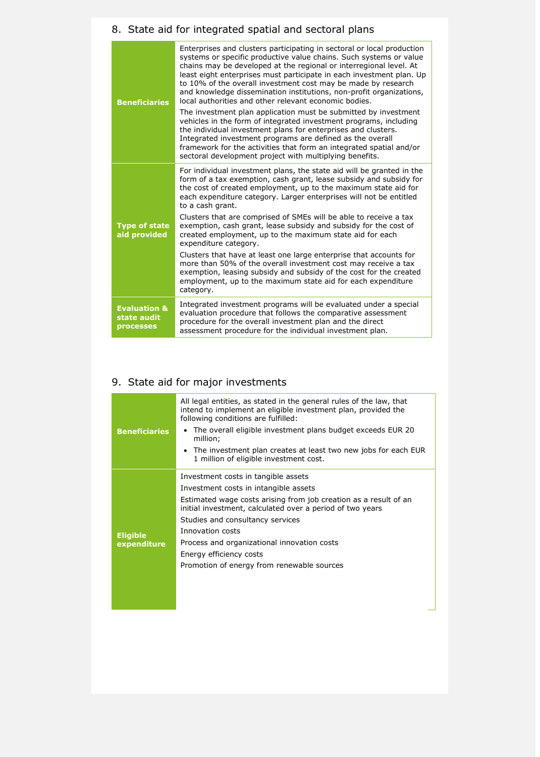## 8. State aid for integrated spatial and sectoral plans

| | |
|---|---|
| **Beneficiaries** | Enterprises and clusters participating in sectoral or local production systems or specific productive value chains. Such systems or value chains may be developed at the regional or interregional level. At least eight enterprises must participate in each investment plan. Up to 10% of the overall investment cost may be made by research and knowledge dissemination institutions, non-profit organizations, local authorities and other relevant economic bodies.<br><br>The investment plan application must be submitted by investment vehicles in the form of integrated investment programs, including the individual investment plans for enterprises and clusters. Integrated investment programs are defined as the overall framework for the activities that form an integrated spatial and/or sectoral development project with multiplying benefits. |
| **Type of state aid provided** | For individual investment plans, the state aid will be granted in the form of a tax exemption, cash grant, lease subsidy and subsidy for the cost of created employment, up to the maximum state aid for each expenditure category. Larger enterprises will not be entitled to a cash grant.<br><br>Clusters that are comprised of SMEs will be able to receive a tax exemption, cash grant, lease subsidy and subsidy for the cost of created employment, up to the maximum state aid for each expenditure category.<br><br>Clusters that have at least one large enterprise that accounts for more than 50% of the overall investment cost may receive a tax exemption, leasing subsidy and subsidy of the cost for the created employment, up to the maximum state aid for each expenditure category. |
| **Evaluation & state audit processes** | Integrated investment programs will be evaluated under a special evaluation procedure that follows the comparative assessment procedure for the overall investment plan and the direct assessment procedure for the individual investment plan. |

## 9. State aid for major investments

| | |
|---|---|
| **Beneficiaries** | All legal entities, as stated in the general rules of the law, that intend to implement an eligible investment plan, provided the following conditions are fulfilled:<br>• The overall eligible investment plans budget exceeds EUR 20 million;<br>• The investment plan creates at least two new jobs for each EUR 1 million of eligible investment cost. |
| **Eligible expenditure** | Investment costs in tangible assets<br>Investment costs in intangible assets<br>Estimated wage costs arising from job creation as a result of an initial investment, calculated over a period of two years<br>Studies and consultancy services<br>Innovation costs<br>Process and organizational innovation costs<br>Energy efficiency costs<br>Promotion of energy from renewable sources |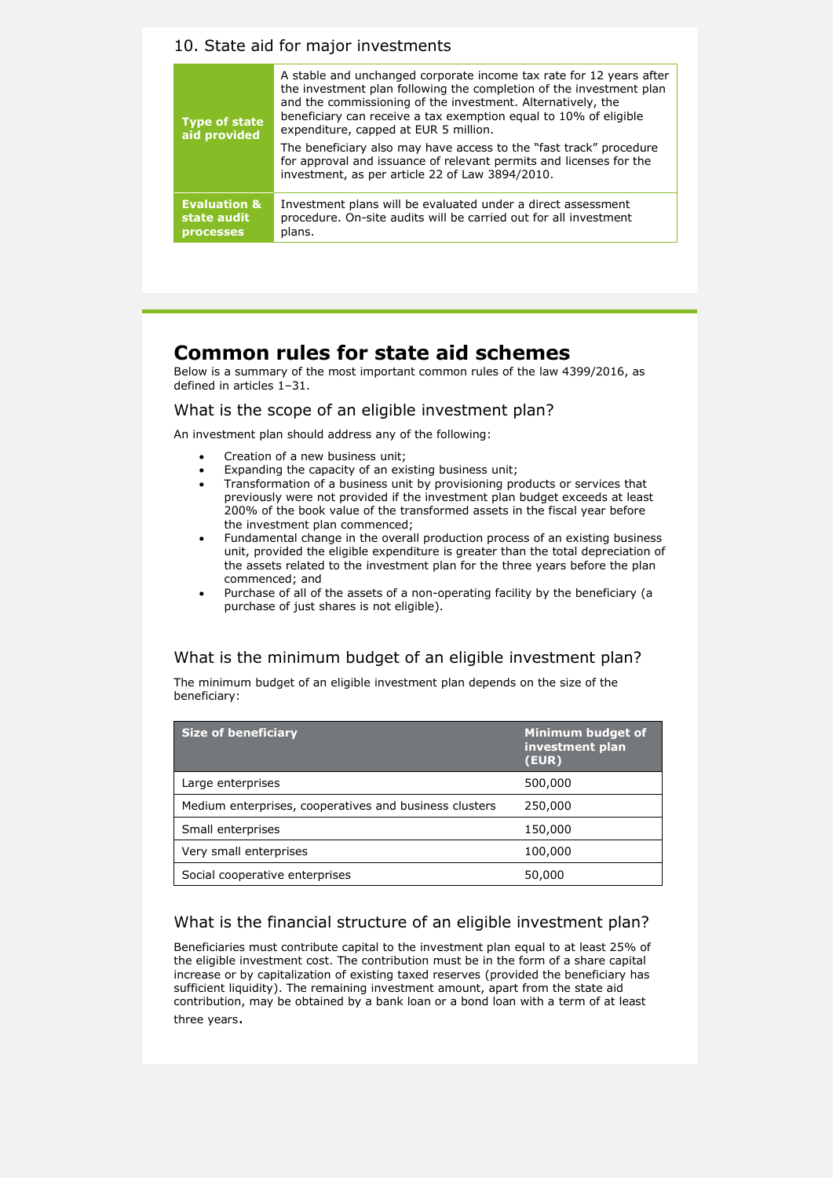### 10. State aid for major investments

| | |
|---|---|
| **Type of state aid provided** | A stable and unchanged corporate income tax rate for 12 years after the investment plan following the completion of the investment plan and the commissioning of the investment. Alternatively, the beneficiary can receive a tax exemption equal to 10% of eligible expenditure, capped at EUR 5 million.<br><br>The beneficiary also may have access to the "fast track" procedure for approval and issuance of relevant permits and licenses for the investment, as per article 22 of Law 3894/2010. |
| **Evaluation & state audit processes** | Investment plans will be evaluated under a direct assessment procedure. On-site audits will be carried out for all investment plans. |

# Common rules for state aid schemes

Below is a summary of the most important common rules of the law 4399/2016, as defined in articles 1–31.

## What is the scope of an eligible investment plan?

An investment plan should address any of the following:

- Creation of a new business unit;
- Expanding the capacity of an existing business unit;
- Transformation of a business unit by provisioning products or services that previously were not provided if the investment plan budget exceeds at least 200% of the book value of the transformed assets in the fiscal year before the investment plan commenced;
- Fundamental change in the overall production process of an existing business unit, provided the eligible expenditure is greater than the total depreciation of the assets related to the investment plan for the three years before the plan commenced; and
- Purchase of all of the assets of a non-operating facility by the beneficiary (a purchase of just shares is not eligible).

## What is the minimum budget of an eligible investment plan?

The minimum budget of an eligible investment plan depends on the size of the beneficiary:

| Size of beneficiary | Minimum budget of investment plan (EUR) |
|---|---|
| Large enterprises | 500,000 |
| Medium enterprises, cooperatives and business clusters | 250,000 |
| Small enterprises | 150,000 |
| Very small enterprises | 100,000 |
| Social cooperative enterprises | 50,000 |

## What is the financial structure of an eligible investment plan?

Beneficiaries must contribute capital to the investment plan equal to at least 25% of the eligible investment cost. The contribution must be in the form of a share capital increase or by capitalization of existing taxed reserves (provided the beneficiary has sufficient liquidity). The remaining investment amount, apart from the state aid contribution, may be obtained by a bank loan or a bond loan with a term of at least three years.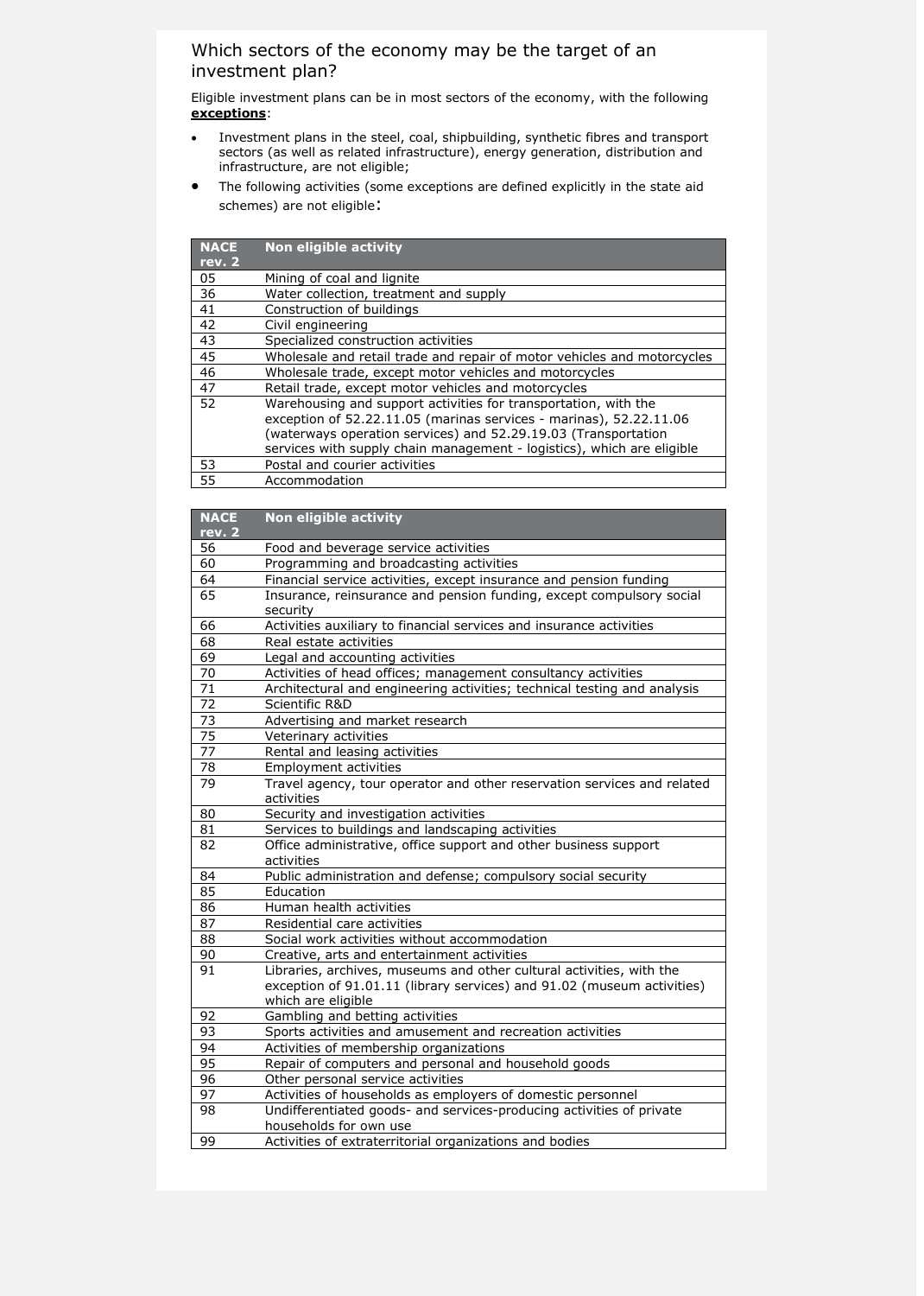## Which sectors of the economy may be the target of an investment plan?

Eligible investment plans can be in most sectors of the economy, with the following **exceptions**:

- Investment plans in the steel, coal, shipbuilding, synthetic fibres and transport sectors (as well as related infrastructure), energy generation, distribution and infrastructure, are not eligible;
- The following activities (some exceptions are defined explicitly in the state aid schemes) are not eligible:

| NACE rev. 2 | Non eligible activity |
|---|---|
| 05 | Mining of coal and lignite |
| 36 | Water collection, treatment and supply |
| 41 | Construction of buildings |
| 42 | Civil engineering |
| 43 | Specialized construction activities |
| 45 | Wholesale and retail trade and repair of motor vehicles and motorcycles |
| 46 | Wholesale trade, except motor vehicles and motorcycles |
| 47 | Retail trade, except motor vehicles and motorcycles |
| 52 | Warehousing and support activities for transportation, with the exception of 52.22.11.05 (marinas services - marinas), 52.22.11.06 (waterways operation services) and 52.29.19.03 (Transportation services with supply chain management - logistics), which are eligible |
| 53 | Postal and courier activities |
| 55 | Accommodation |
| 56 | Food and beverage service activities |
| 60 | Programming and broadcasting activities |
| 64 | Financial service activities, except insurance and pension funding |
| 65 | Insurance, reinsurance and pension funding, except compulsory social security |
| 66 | Activities auxiliary to financial services and insurance activities |
| 68 | Real estate activities |
| 69 | Legal and accounting activities |
| 70 | Activities of head offices; management consultancy activities |
| 71 | Architectural and engineering activities; technical testing and analysis |
| 72 | Scientific R&D |
| 73 | Advertising and market research |
| 75 | Veterinary activities |
| 77 | Rental and leasing activities |
| 78 | Employment activities |
| 79 | Travel agency, tour operator and other reservation services and related activities |
| 80 | Security and investigation activities |
| 81 | Services to buildings and landscaping activities |
| 82 | Office administrative, office support and other business support activities |
| 84 | Public administration and defense; compulsory social security |
| 85 | Education |
| 86 | Human health activities |
| 87 | Residential care activities |
| 88 | Social work activities without accommodation |
| 90 | Creative, arts and entertainment activities |
| 91 | Libraries, archives, museums and other cultural activities, with the exception of 91.01.11 (library services) and 91.02 (museum activities) which are eligible |
| 92 | Gambling and betting activities |
| 93 | Sports activities and amusement and recreation activities |
| 94 | Activities of membership organizations |
| 95 | Repair of computers and personal and household goods |
| 96 | Other personal service activities |
| 97 | Activities of households as employers of domestic personnel |
| 98 | Undifferentiated goods- and services-producing activities of private households for own use |
| 99 | Activities of extraterritorial organizations and bodies |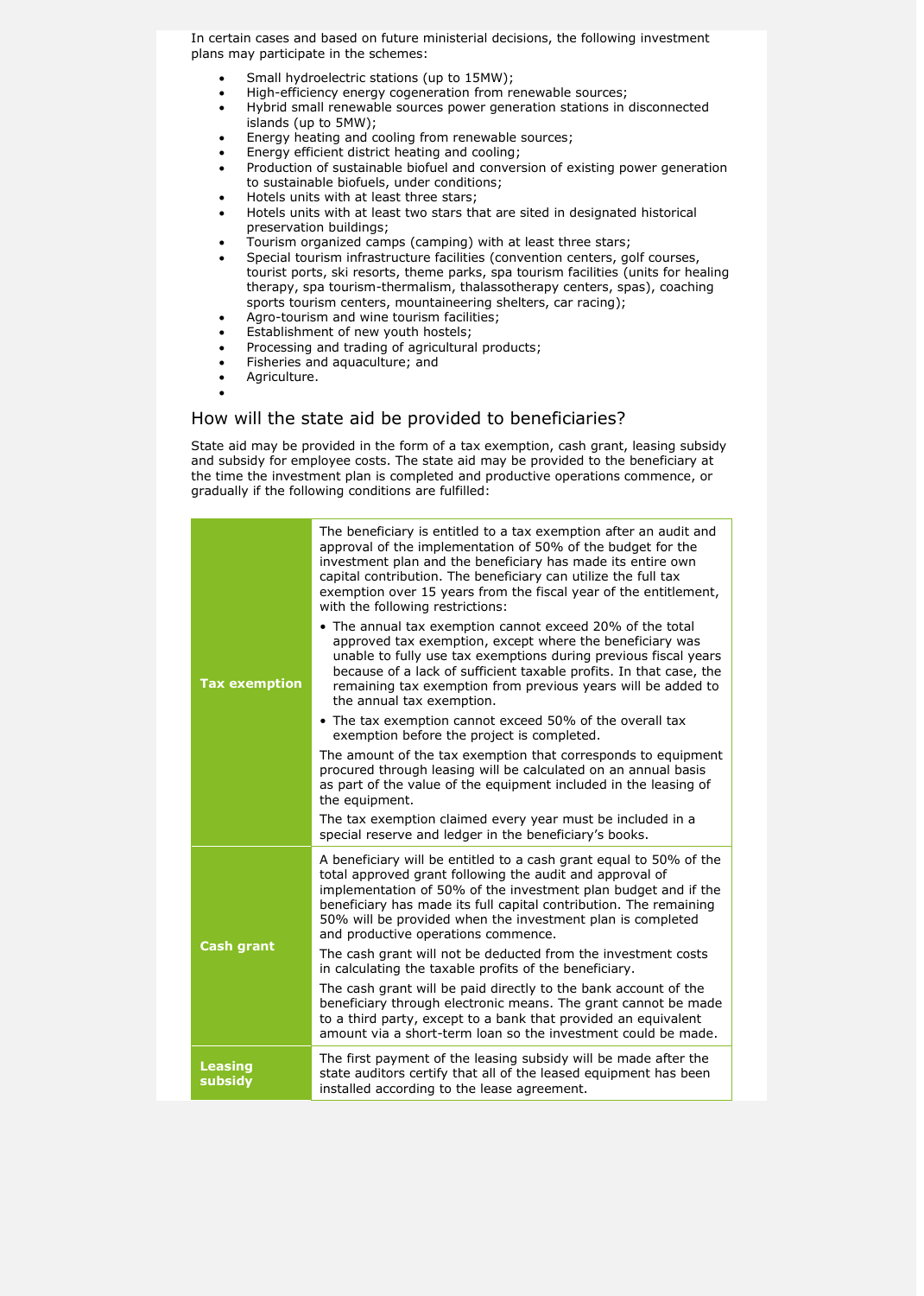In certain cases and based on future ministerial decisions, the following investment plans may participate in the schemes:

- Small hydroelectric stations (up to 15MW);
- High-efficiency energy cogeneration from renewable sources;
- Hybrid small renewable sources power generation stations in disconnected islands (up to 5MW);
- Energy heating and cooling from renewable sources;
- Energy efficient district heating and cooling;
- Production of sustainable biofuel and conversion of existing power generation to sustainable biofuels, under conditions;
- Hotels units with at least three stars;
- Hotels units with at least two stars that are sited in designated historical preservation buildings;
- Tourism organized camps (camping) with at least three stars;
- Special tourism infrastructure facilities (convention centers, golf courses, tourist ports, ski resorts, theme parks, spa tourism facilities (units for healing therapy, spa tourism-thermalism, thalassotherapy centers, spas), coaching sports tourism centers, mountaineering shelters, car racing);
- Agro-tourism and wine tourism facilities;
- Establishment of new youth hostels;
- Processing and trading of agricultural products;
- Fisheries and aquaculture; and
- Agriculture.

## How will the state aid be provided to beneficiaries?

State aid may be provided in the form of a tax exemption, cash grant, leasing subsidy and subsidy for employee costs. The state aid may be provided to the beneficiary at the time the investment plan is completed and productive operations commence, or gradually if the following conditions are fulfilled:

| | |
|---|---|
| **Tax exemption** | The beneficiary is entitled to a tax exemption after an audit and approval of the implementation of 50% of the budget for the investment plan and the beneficiary has made its entire own capital contribution. The beneficiary can utilize the full tax exemption over 15 years from the fiscal year of the entitlement, with the following restrictions:<br>• The annual tax exemption cannot exceed 20% of the total approved tax exemption, except where the beneficiary was unable to fully use tax exemptions during previous fiscal years because of a lack of sufficient taxable profits. In that case, the remaining tax exemption from previous years will be added to the annual tax exemption.<br>• The tax exemption cannot exceed 50% of the overall tax exemption before the project is completed.<br>The amount of the tax exemption that corresponds to equipment procured through leasing will be calculated on an annual basis as part of the value of the equipment included in the leasing of the equipment.<br>The tax exemption claimed every year must be included in a special reserve and ledger in the beneficiary's books. |
| **Cash grant** | A beneficiary will be entitled to a cash grant equal to 50% of the total approved grant following the audit and approval of implementation of 50% of the investment plan budget and if the beneficiary has made its full capital contribution. The remaining 50% will be provided when the investment plan is completed and productive operations commence.<br>The cash grant will not be deducted from the investment costs in calculating the taxable profits of the beneficiary.<br>The cash grant will be paid directly to the bank account of the beneficiary through electronic means. The grant cannot be made to a third party, except to a bank that provided an equivalent amount via a short-term loan so the investment could be made. |
| **Leasing subsidy** | The first payment of the leasing subsidy will be made after the state auditors certify that all of the leased equipment has been installed according to the lease agreement. |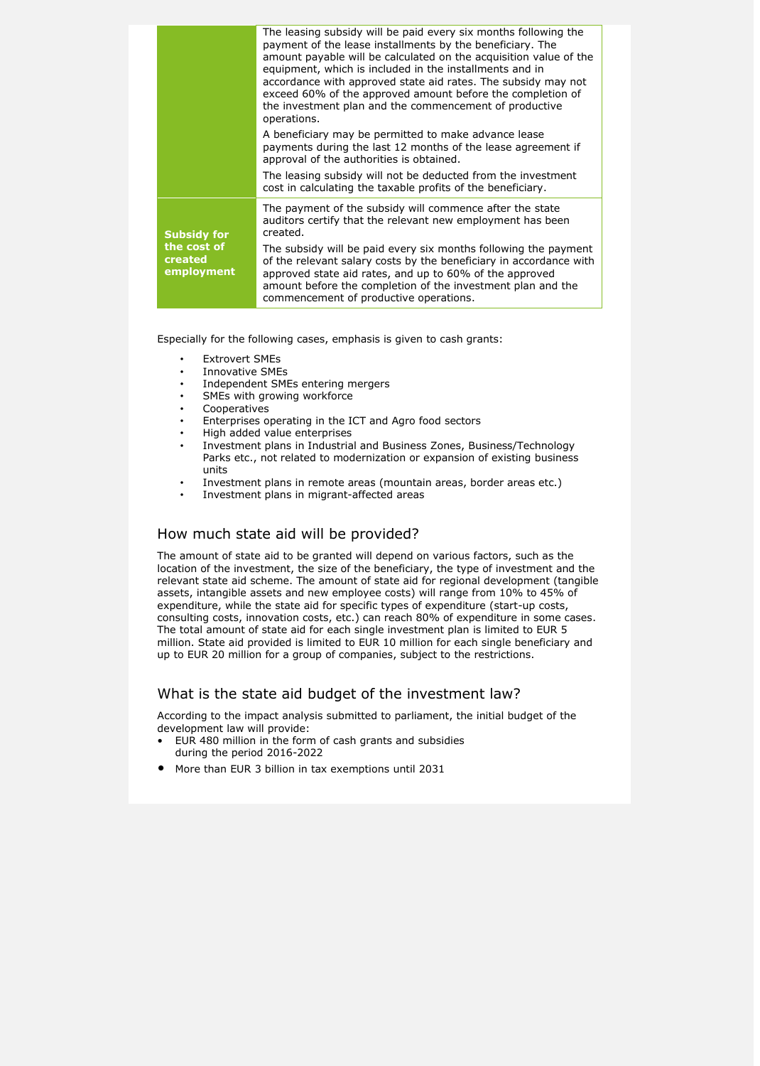| | |
|---|---|
| | The leasing subsidy will be paid every six months following the payment of the lease installments by the beneficiary. The amount payable will be calculated on the acquisition value of the equipment, which is included in the installments and in accordance with approved state aid rates. The subsidy may not exceed 60% of the approved amount before the completion of the investment plan and the commencement of productive operations.<br><br>A beneficiary may be permitted to make advance lease payments during the last 12 months of the lease agreement if approval of the authorities is obtained.<br><br>The leasing subsidy will not be deducted from the investment cost in calculating the taxable profits of the beneficiary. |
| **Subsidy for the cost of created employment** | The payment of the subsidy will commence after the state auditors certify that the relevant new employment has been created.<br><br>The subsidy will be paid every six months following the payment of the relevant salary costs by the beneficiary in accordance with approved state aid rates, and up to 60% of the approved amount before the completion of the investment plan and the commencement of productive operations. |

Especially for the following cases, emphasis is given to cash grants:

- Extrovert SMEs
- Innovative SMEs
- Independent SMEs entering mergers
- SMEs with growing workforce
- Cooperatives
- Enterprises operating in the ICT and Agro food sectors
- High added value enterprises
- Investment plans in Industrial and Business Zones, Business/Technology Parks etc., not related to modernization or expansion of existing business units
- Investment plans in remote areas (mountain areas, border areas etc.)
- Investment plans in migrant-affected areas

## How much state aid will be provided?

The amount of state aid to be granted will depend on various factors, such as the location of the investment, the size of the beneficiary, the type of investment and the relevant state aid scheme. The amount of state aid for regional development (tangible assets, intangible assets and new employee costs) will range from 10% to 45% of expenditure, while the state aid for specific types of expenditure (start-up costs, consulting costs, innovation costs, etc.) can reach 80% of expenditure in some cases. The total amount of state aid for each single investment plan is limited to EUR 5 million. State aid provided is limited to EUR 10 million for each single beneficiary and up to EUR 20 million for a group of companies, subject to the restrictions.

## What is the state aid budget of the investment law?

According to the impact analysis submitted to parliament, the initial budget of the development law will provide:

- EUR 480 million in the form of cash grants and subsidies during the period 2016-2022
- More than EUR 3 billion in tax exemptions until 2031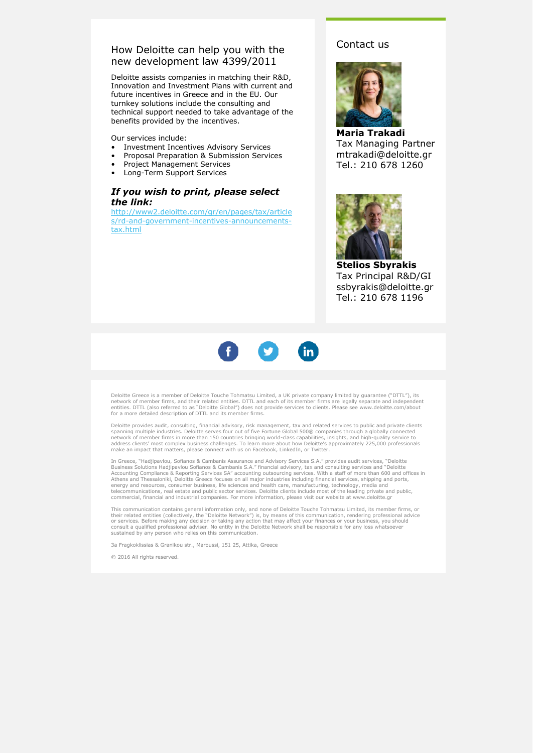## How Deloitte can help you with the new development law 4399/2011

Deloitte assists companies in matching their R&D, Innovation and Investment Plans with current and future incentives in Greece and in the EU. Our turnkey solutions include the consulting and technical support needed to take advantage of the benefits provided by the incentives.

Our services include:

- Investment Incentives Advisory Services
- Proposal Preparation & Submission Services
- Project Management Services
- Long-Term Support Services

***If you wish to print, please select the link:***

http://www2.deloitte.com/gr/en/pages/tax/articles/rd-and-government-incentives-announcements-tax.html

## Contact us

**Maria Trakadi**
Tax Managing Partner
mtrakadi@deloitte.gr
Tel.: 210 678 1260

**Stelios Sbyrakis**
Tax Principal R&D/GI
ssbyrakis@deloitte.gr
Tel.: 210 678 1196

Deloitte Greece is a member of Deloitte Touche Tohmatsu Limited, a UK private company limited by guarantee ("DTTL"), its network of member firms, and their related entities. DTTL and each of its member firms are legally separate and independent entities. DTTL (also referred to as "Deloitte Global") does not provide services to clients. Please see www.deloitte.com/about for a more detailed description of DTTL and its member firms.

Deloitte provides audit, consulting, financial advisory, risk management, tax and related services to public and private clients spanning multiple industries. Deloitte serves four out of five Fortune Global 500® companies through a globally connected network of member firms in more than 150 countries bringing world-class capabilities, insights, and high-quality service to address clients' most complex business challenges. To learn more about how Deloitte's approximately 225,000 professionals make an impact that matters, please connect with us on Facebook, LinkedIn, or Twitter.

In Greece, "Hadjipavlou, Sofianos & Cambanis Assurance and Advisory Services S.A." provides audit services, "Deloitte Business Solutions Hadjipavlou Sofianos & Cambanis S.A." financial advisory, tax and consulting services and "Deloitte Accounting Compliance & Reporting Services SA" accounting outsourcing services. With a staff of more than 600 and offices in Athens and Thessaloniki, Deloitte Greece focuses on all major industries including financial services, shipping and ports, energy and resources, consumer business, life sciences and health care, manufacturing, technology, media and telecommunications, real estate and public sector services. Deloitte clients include most of the leading private and public, commercial, financial and industrial companies. For more information, please visit our website at www.deloitte.gr

This communication contains general information only, and none of Deloitte Touche Tohmatsu Limited, its member firms, or their related entities (collectively, the "Deloitte Network") is, by means of this communication, rendering professional advice or services. Before making any decision or taking any action that may affect your finances or your business, you should consult a qualified professional adviser. No entity in the Deloitte Network shall be responsible for any loss whatsoever sustained by any person who relies on this communication.

3a Fragkoklissias & Granikou str., Maroussi, 151 25, Attika, Greece

© 2016 All rights reserved.